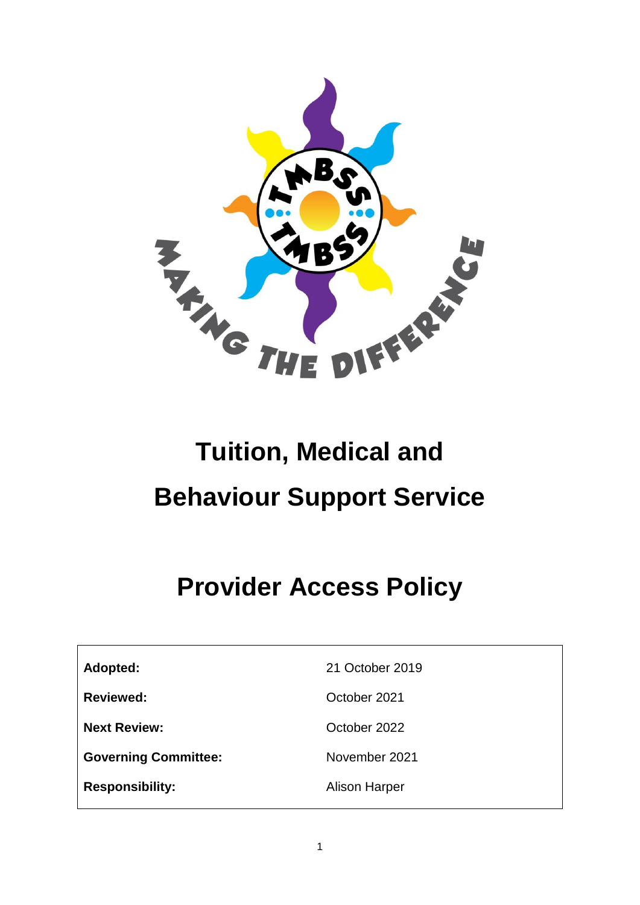# Tuition, Medical and Behaviour Support Service

# Provider Access Policy

| | |
|---|---|
| **Adopted:** | 21 October 2019 |
| **Reviewed:** | October 2021 |
| **Next Review:** | October 2022 |
| **Governing Committee:** | November 2021 |
| **Responsibility:** | Alison Harper |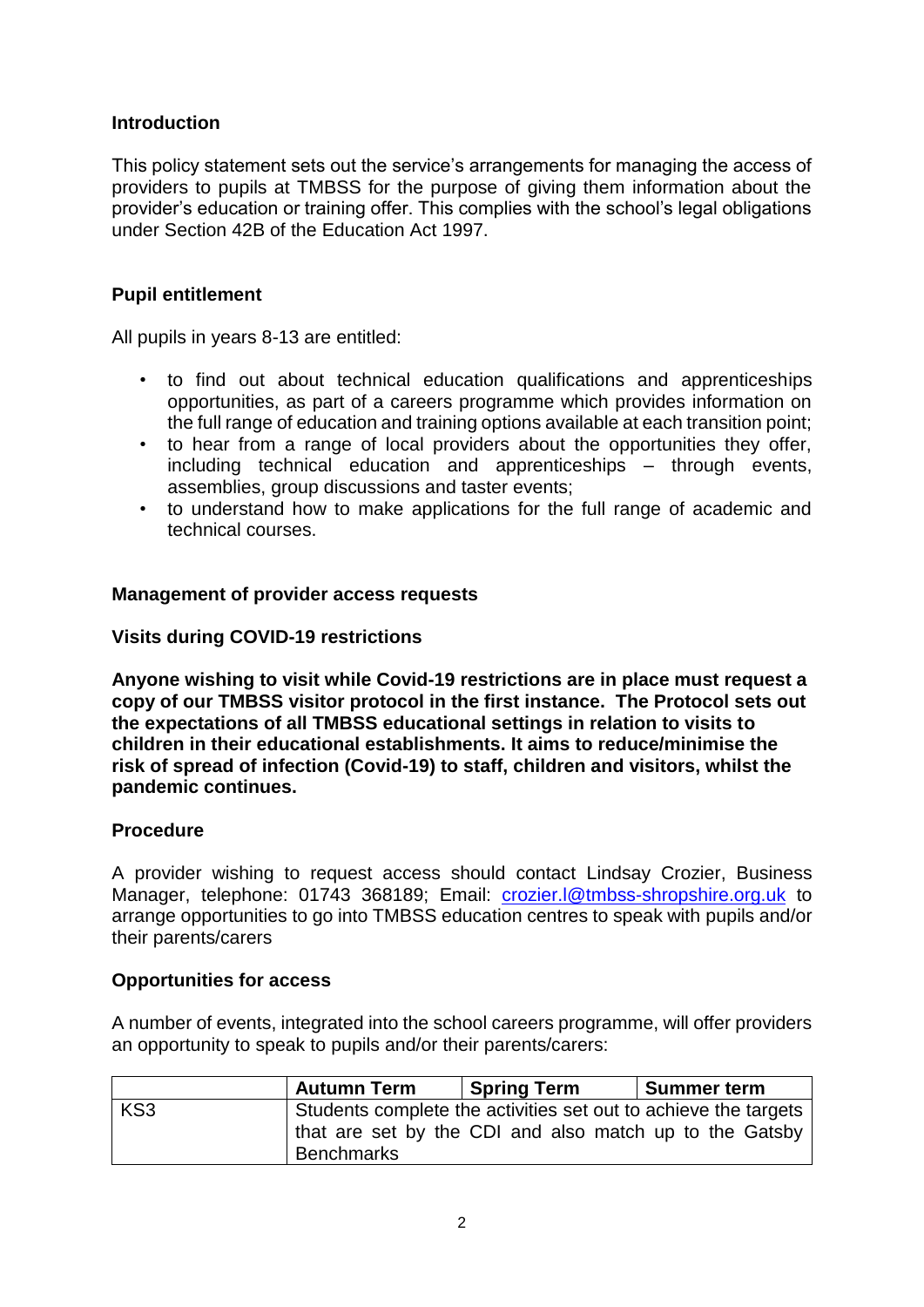## Introduction

This policy statement sets out the service's arrangements for managing the access of providers to pupils at TMBSS for the purpose of giving them information about the provider's education or training offer. This complies with the school's legal obligations under Section 42B of the Education Act 1997.

## Pupil entitlement

All pupils in years 8-13 are entitled:

- to find out about technical education qualifications and apprenticeships opportunities, as part of a careers programme which provides information on the full range of education and training options available at each transition point;
- to hear from a range of local providers about the opportunities they offer, including technical education and apprenticeships – through events, assemblies, group discussions and taster events;
- to understand how to make applications for the full range of academic and technical courses.

## Management of provider access requests

### Visits during COVID-19 restrictions

**Anyone wishing to visit while Covid-19 restrictions are in place must request a copy of our TMBSS visitor protocol in the first instance. The Protocol sets out the expectations of all TMBSS educational settings in relation to visits to children in their educational establishments. It aims to reduce/minimise the risk of spread of infection (Covid-19) to staff, children and visitors, whilst the pandemic continues.**

### Procedure

A provider wishing to request access should contact Lindsay Crozier, Business Manager, telephone: 01743 368189; Email: crozier.l@tmbss-shropshire.org.uk to arrange opportunities to go into TMBSS education centres to speak with pupils and/or their parents/carers

### Opportunities for access

A number of events, integrated into the school careers programme, will offer providers an opportunity to speak to pupils and/or their parents/carers:

| | Autumn Term | Spring Term | Summer term |
|---|---|---|---|
| KS3 | Students complete the activities set out to achieve the targets that are set by the CDI and also match up to the Gatsby Benchmarks | | |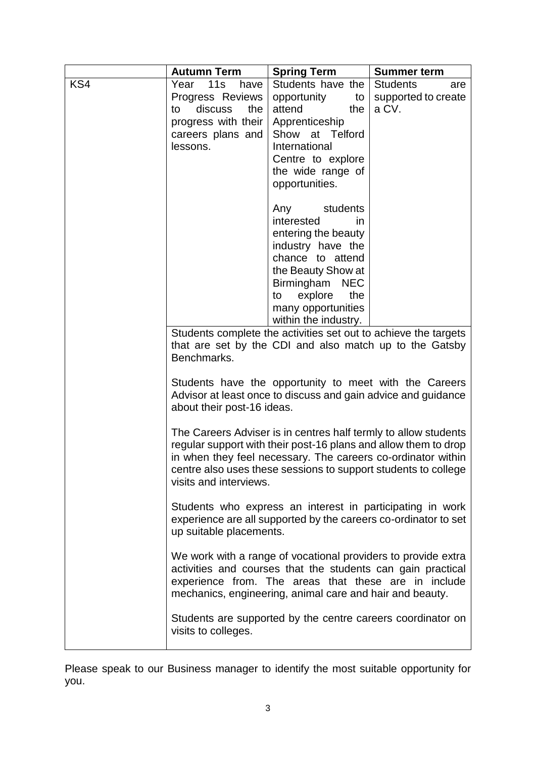| | Autumn Term | Spring Term | Summer term |
|---|---|---|---|
| KS4 | Year 11s have Progress Reviews to discuss the progress with their careers plans and lessons. | Students have the opportunity to attend the Apprenticeship Show at Telford International Centre to explore the wide range of opportunities.<br><br>Any students interested in entering the beauty industry have the chance to attend the Beauty Show at Birmingham NEC to explore the many opportunities within the industry. | Students are supported to create a CV. |
| | Students complete the activities set out to achieve the targets that are set by the CDI and also match up to the Gatsby Benchmarks.<br><br>Students have the opportunity to meet with the Careers Advisor at least once to discuss and gain advice and guidance about their post-16 ideas.<br><br>The Careers Adviser is in centres half termly to allow students regular support with their post-16 plans and allow them to drop in when they feel necessary. The careers co-ordinator within centre also uses these sessions to support students to college visits and interviews.<br><br>Students who express an interest in participating in work experience are all supported by the careers co-ordinator to set up suitable placements.<br><br>We work with a range of vocational providers to provide extra activities and courses that the students can gain practical experience from. The areas that these are in include mechanics, engineering, animal care and hair and beauty.<br><br>Students are supported by the centre careers coordinator on visits to colleges. | | |

Please speak to our Business manager to identify the most suitable opportunity for you.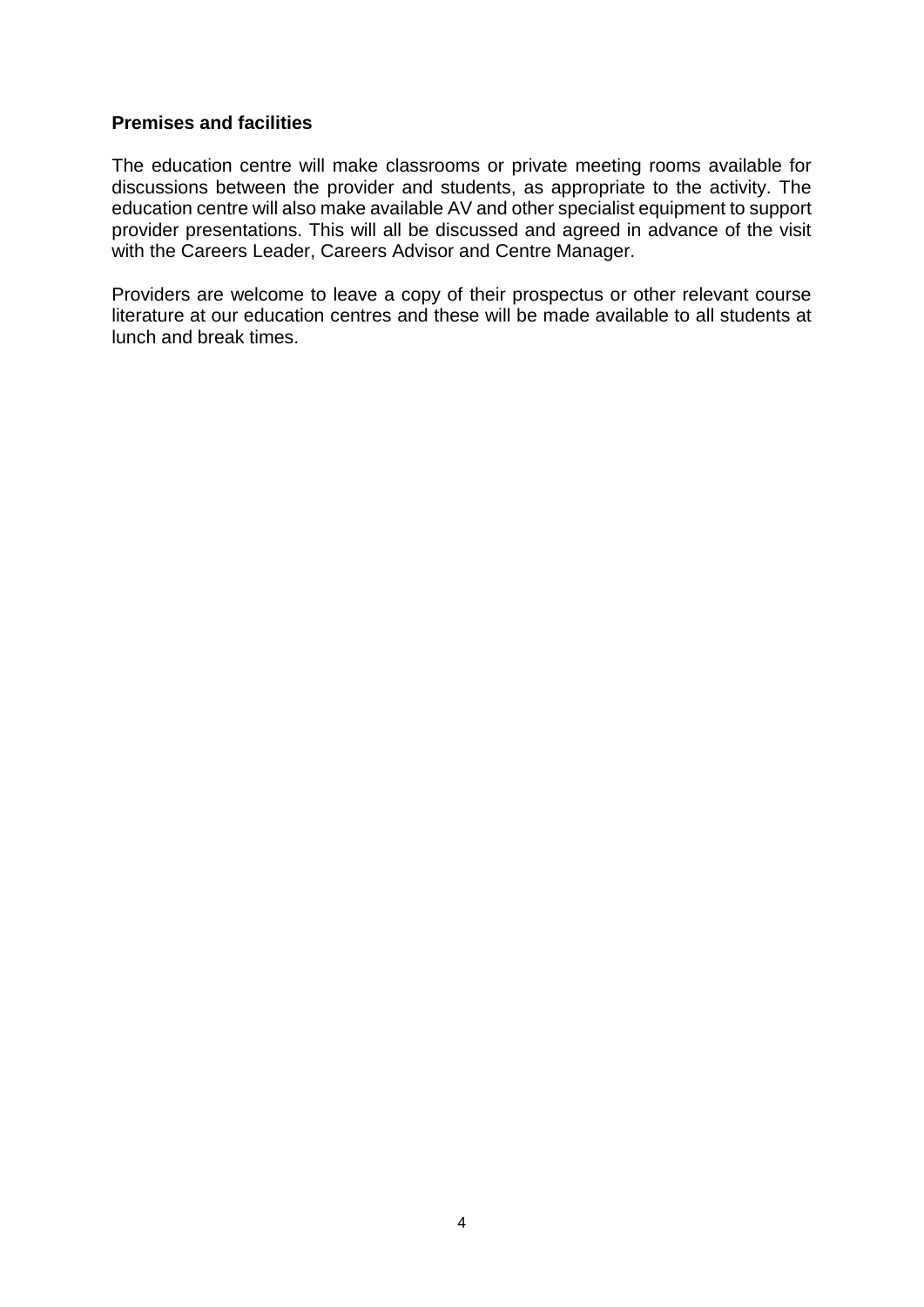**Premises and facilities**

The education centre will make classrooms or private meeting rooms available for discussions between the provider and students, as appropriate to the activity. The education centre will also make available AV and other specialist equipment to support provider presentations. This will all be discussed and agreed in advance of the visit with the Careers Leader, Careers Advisor and Centre Manager.

Providers are welcome to leave a copy of their prospectus or other relevant course literature at our education centres and these will be made available to all students at lunch and break times.